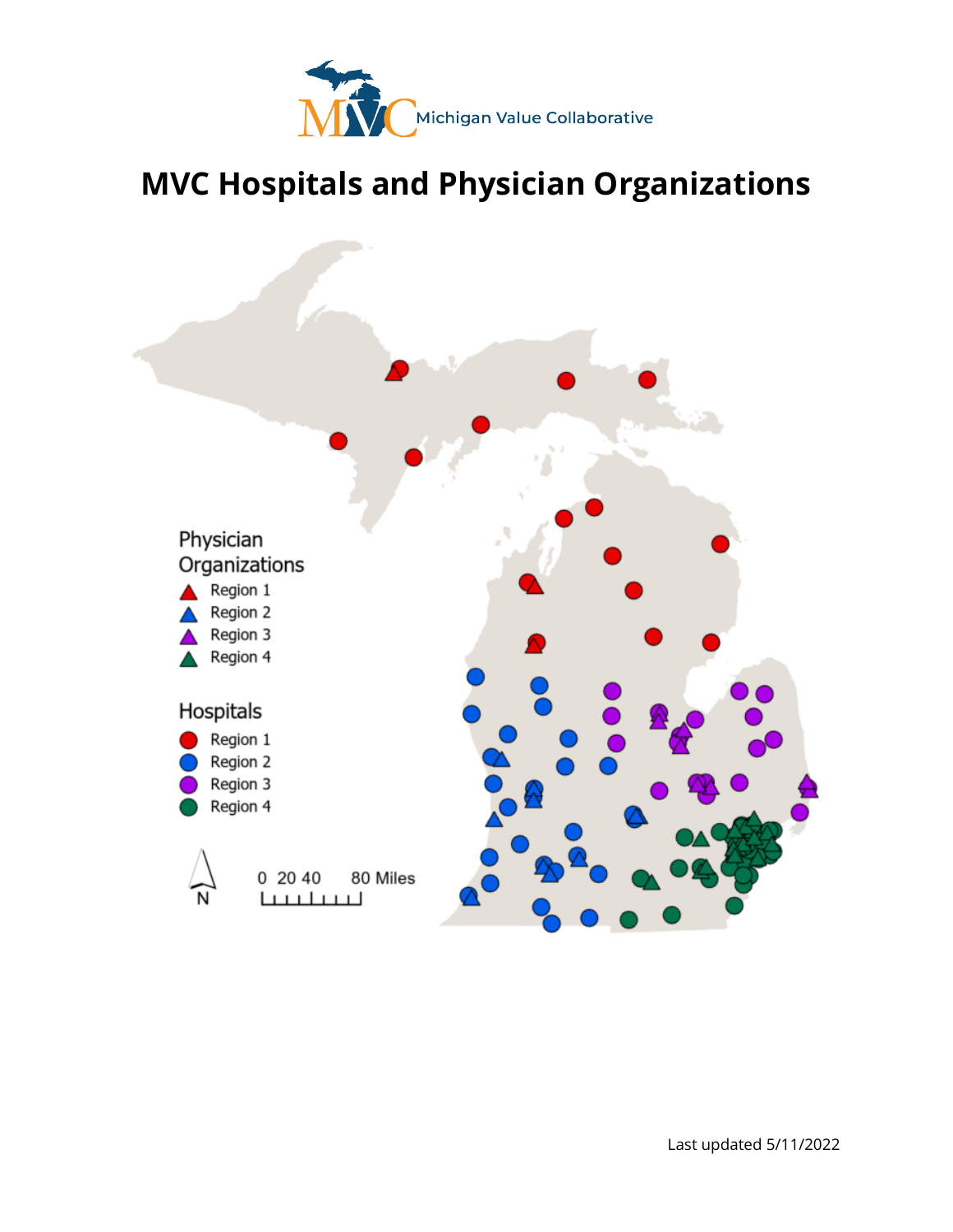Michigan Value Collaborative

# MVC Hospitals and Physician Organizations

Physician Organizations
- Region 1
- Region 2
- Region 3
- Region 4

Hospitals
- Region 1
- Region 2
- Region 3
- Region 4

N

0 20 40 80 Miles

Last updated 5/11/2022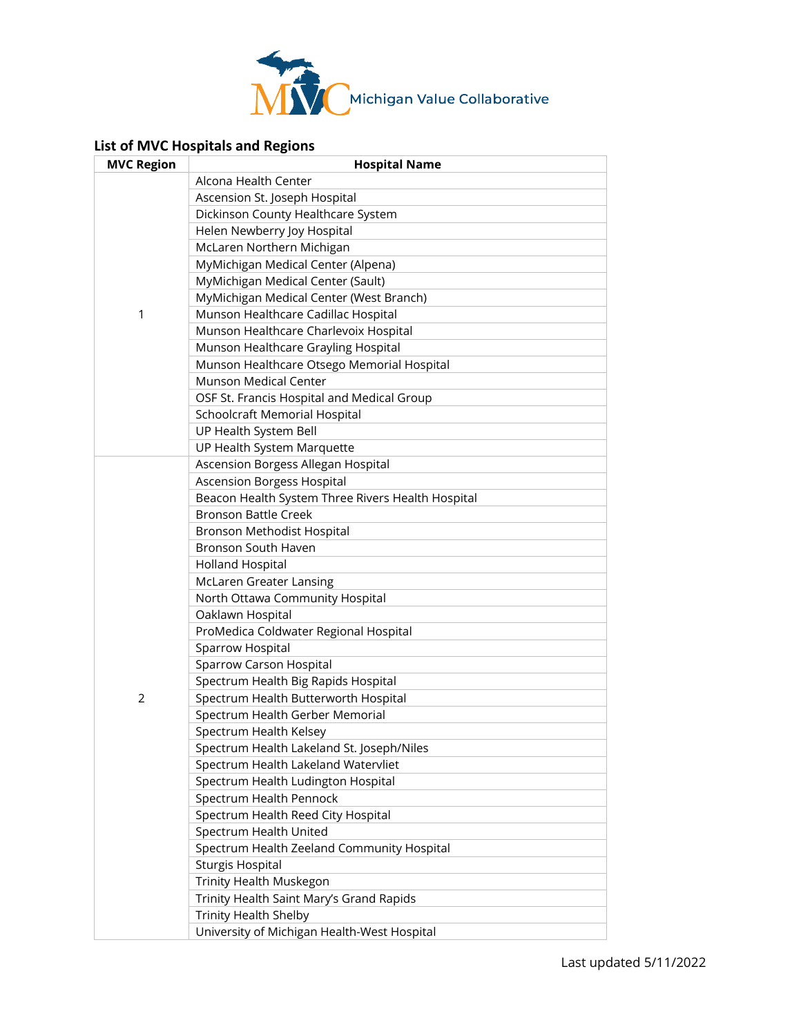Michigan Value Collaborative

## List of MVC Hospitals and Regions

| MVC Region | Hospital Name |
|---|---|
| 1 | Alcona Health Center |
| | Ascension St. Joseph Hospital |
| | Dickinson County Healthcare System |
| | Helen Newberry Joy Hospital |
| | McLaren Northern Michigan |
| | MyMichigan Medical Center (Alpena) |
| | MyMichigan Medical Center (Sault) |
| | MyMichigan Medical Center (West Branch) |
| | Munson Healthcare Cadillac Hospital |
| | Munson Healthcare Charlevoix Hospital |
| | Munson Healthcare Grayling Hospital |
| | Munson Healthcare Otsego Memorial Hospital |
| | Munson Medical Center |
| | OSF St. Francis Hospital and Medical Group |
| | Schoolcraft Memorial Hospital |
| | UP Health System Bell |
| | UP Health System Marquette |
| 2 | Ascension Borgess Allegan Hospital |
| | Ascension Borgess Hospital |
| | Beacon Health System Three Rivers Health Hospital |
| | Bronson Battle Creek |
| | Bronson Methodist Hospital |
| | Bronson South Haven |
| | Holland Hospital |
| | McLaren Greater Lansing |
| | North Ottawa Community Hospital |
| | Oaklawn Hospital |
| | ProMedica Coldwater Regional Hospital |
| | Sparrow Hospital |
| | Sparrow Carson Hospital |
| | Spectrum Health Big Rapids Hospital |
| | Spectrum Health Butterworth Hospital |
| | Spectrum Health Gerber Memorial |
| | Spectrum Health Kelsey |
| | Spectrum Health Lakeland St. Joseph/Niles |
| | Spectrum Health Lakeland Watervliet |
| | Spectrum Health Ludington Hospital |
| | Spectrum Health Pennock |
| | Spectrum Health Reed City Hospital |
| | Spectrum Health United |
| | Spectrum Health Zeeland Community Hospital |
| | Sturgis Hospital |
| | Trinity Health Muskegon |
| | Trinity Health Saint Mary's Grand Rapids |
| | Trinity Health Shelby |
| | University of Michigan Health-West Hospital |

Last updated 5/11/2022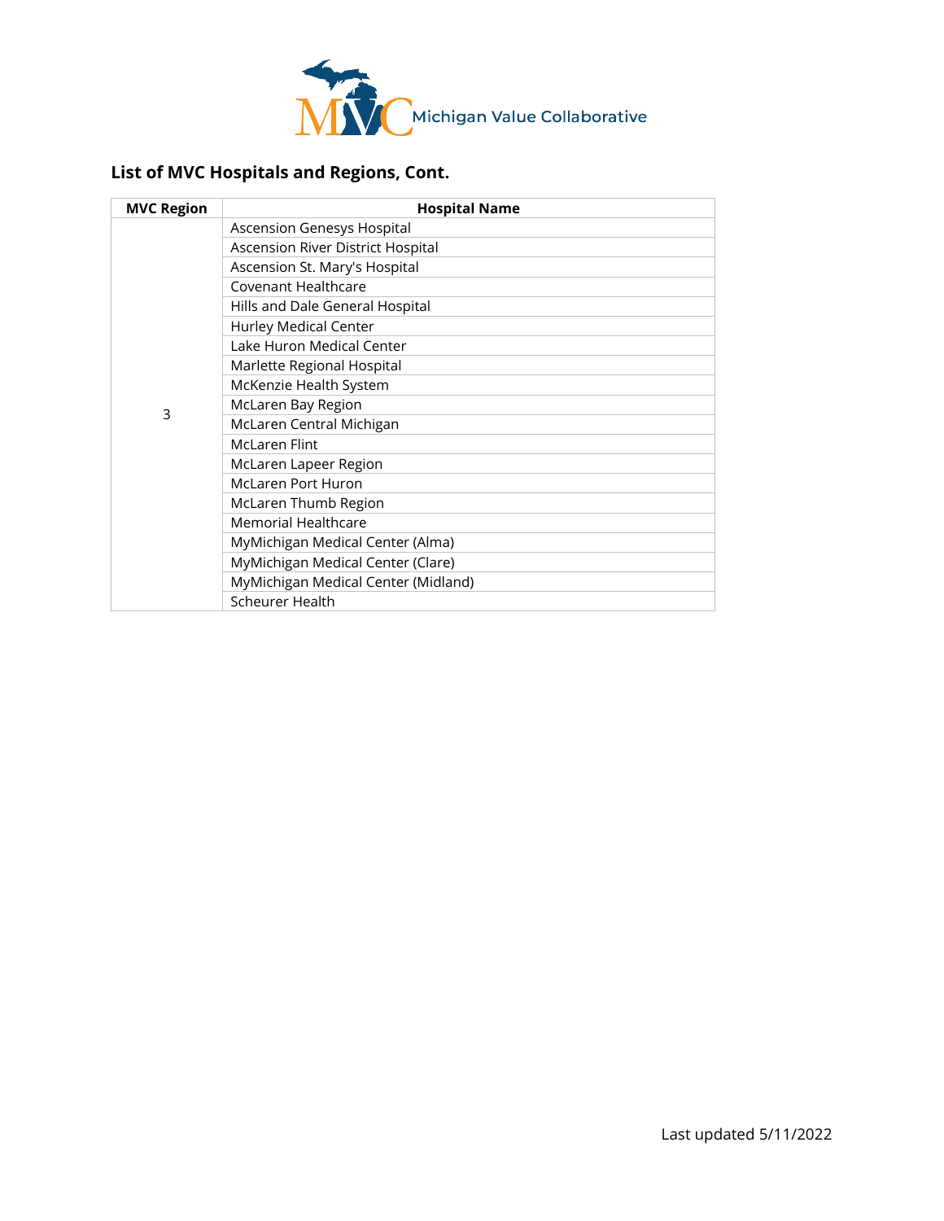## List of MVC Hospitals and Regions, Cont.

| MVC Region | Hospital Name |
|---|---|
| 3 | Ascension Genesys Hospital |
| | Ascension River District Hospital |
| | Ascension St. Mary's Hospital |
| | Covenant Healthcare |
| | Hills and Dale General Hospital |
| | Hurley Medical Center |
| | Lake Huron Medical Center |
| | Marlette Regional Hospital |
| | McKenzie Health System |
| | McLaren Bay Region |
| | McLaren Central Michigan |
| | McLaren Flint |
| | McLaren Lapeer Region |
| | McLaren Port Huron |
| | McLaren Thumb Region |
| | Memorial Healthcare |
| | MyMichigan Medical Center (Alma) |
| | MyMichigan Medical Center (Clare) |
| | MyMichigan Medical Center (Midland) |
| | Scheurer Health |

Last updated 5/11/2022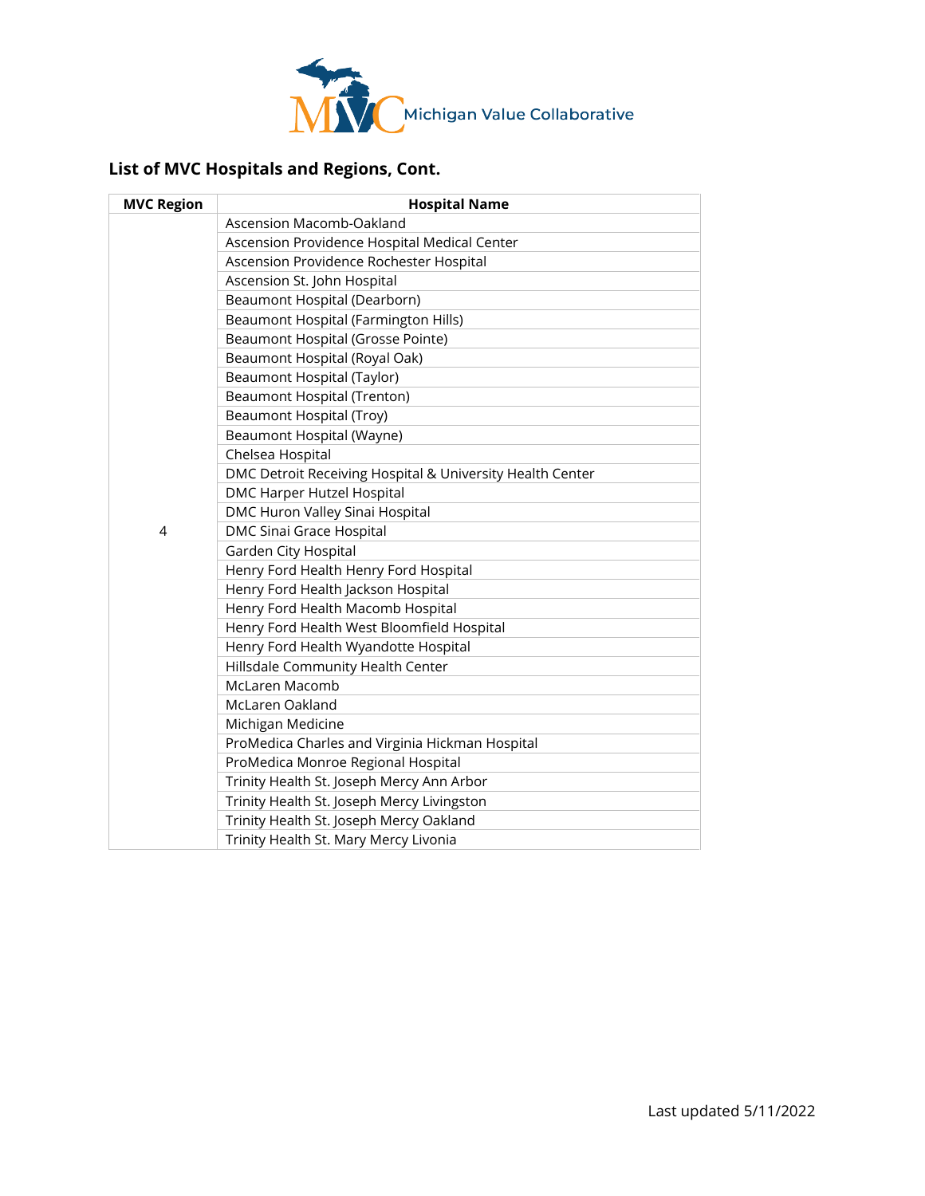Michigan Value Collaborative

## List of MVC Hospitals and Regions, Cont.

| MVC Region | Hospital Name |
|---|---|
| 4 | Ascension Macomb-Oakland |
| | Ascension Providence Hospital Medical Center |
| | Ascension Providence Rochester Hospital |
| | Ascension St. John Hospital |
| | Beaumont Hospital (Dearborn) |
| | Beaumont Hospital (Farmington Hills) |
| | Beaumont Hospital (Grosse Pointe) |
| | Beaumont Hospital (Royal Oak) |
| | Beaumont Hospital (Taylor) |
| | Beaumont Hospital (Trenton) |
| | Beaumont Hospital (Troy) |
| | Beaumont Hospital (Wayne) |
| | Chelsea Hospital |
| | DMC Detroit Receiving Hospital & University Health Center |
| | DMC Harper Hutzel Hospital |
| | DMC Huron Valley Sinai Hospital |
| | DMC Sinai Grace Hospital |
| | Garden City Hospital |
| | Henry Ford Health Henry Ford Hospital |
| | Henry Ford Health Jackson Hospital |
| | Henry Ford Health Macomb Hospital |
| | Henry Ford Health West Bloomfield Hospital |
| | Henry Ford Health Wyandotte Hospital |
| | Hillsdale Community Health Center |
| | McLaren Macomb |
| | McLaren Oakland |
| | Michigan Medicine |
| | ProMedica Charles and Virginia Hickman Hospital |
| | ProMedica Monroe Regional Hospital |
| | Trinity Health St. Joseph Mercy Ann Arbor |
| | Trinity Health St. Joseph Mercy Livingston |
| | Trinity Health St. Joseph Mercy Oakland |
| | Trinity Health St. Mary Mercy Livonia |

Last updated 5/11/2022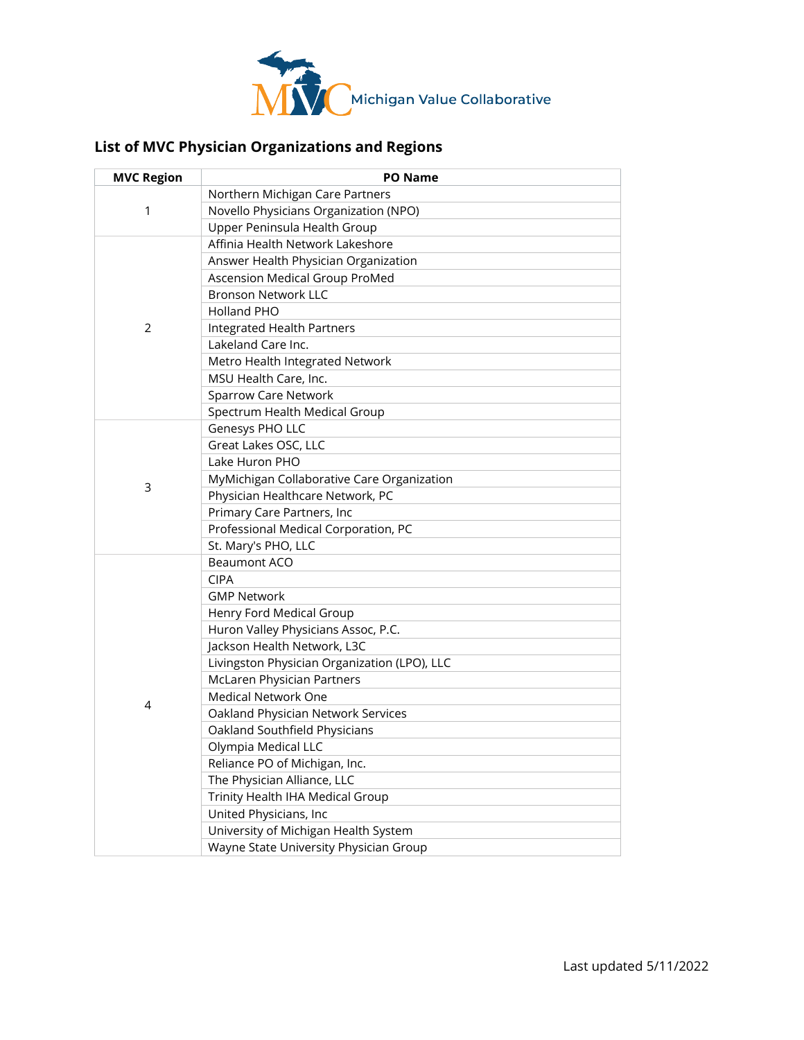Michigan Value Collaborative

## List of MVC Physician Organizations and Regions

| MVC Region | PO Name |
|---|---|
| 1 | Northern Michigan Care Partners |
| | Novello Physicians Organization (NPO) |
| | Upper Peninsula Health Group |
| 2 | Affinia Health Network Lakeshore |
| | Answer Health Physician Organization |
| | Ascension Medical Group ProMed |
| | Bronson Network LLC |
| | Holland PHO |
| | Integrated Health Partners |
| | Lakeland Care Inc. |
| | Metro Health Integrated Network |
| | MSU Health Care, Inc. |
| | Sparrow Care Network |
| | Spectrum Health Medical Group |
| 3 | Genesys PHO LLC |
| | Great Lakes OSC, LLC |
| | Lake Huron PHO |
| | MyMichigan Collaborative Care Organization |
| | Physician Healthcare Network, PC |
| | Primary Care Partners, Inc |
| | Professional Medical Corporation, PC |
| | St. Mary's PHO, LLC |
| 4 | Beaumont ACO |
| | CIPA |
| | GMP Network |
| | Henry Ford Medical Group |
| | Huron Valley Physicians Assoc, P.C. |
| | Jackson Health Network, L3C |
| | Livingston Physician Organization (LPO), LLC |
| | McLaren Physician Partners |
| | Medical Network One |
| | Oakland Physician Network Services |
| | Oakland Southfield Physicians |
| | Olympia Medical LLC |
| | Reliance PO of Michigan, Inc. |
| | The Physician Alliance, LLC |
| | Trinity Health IHA Medical Group |
| | United Physicians, Inc |
| | University of Michigan Health System |
| | Wayne State University Physician Group |

Last updated 5/11/2022